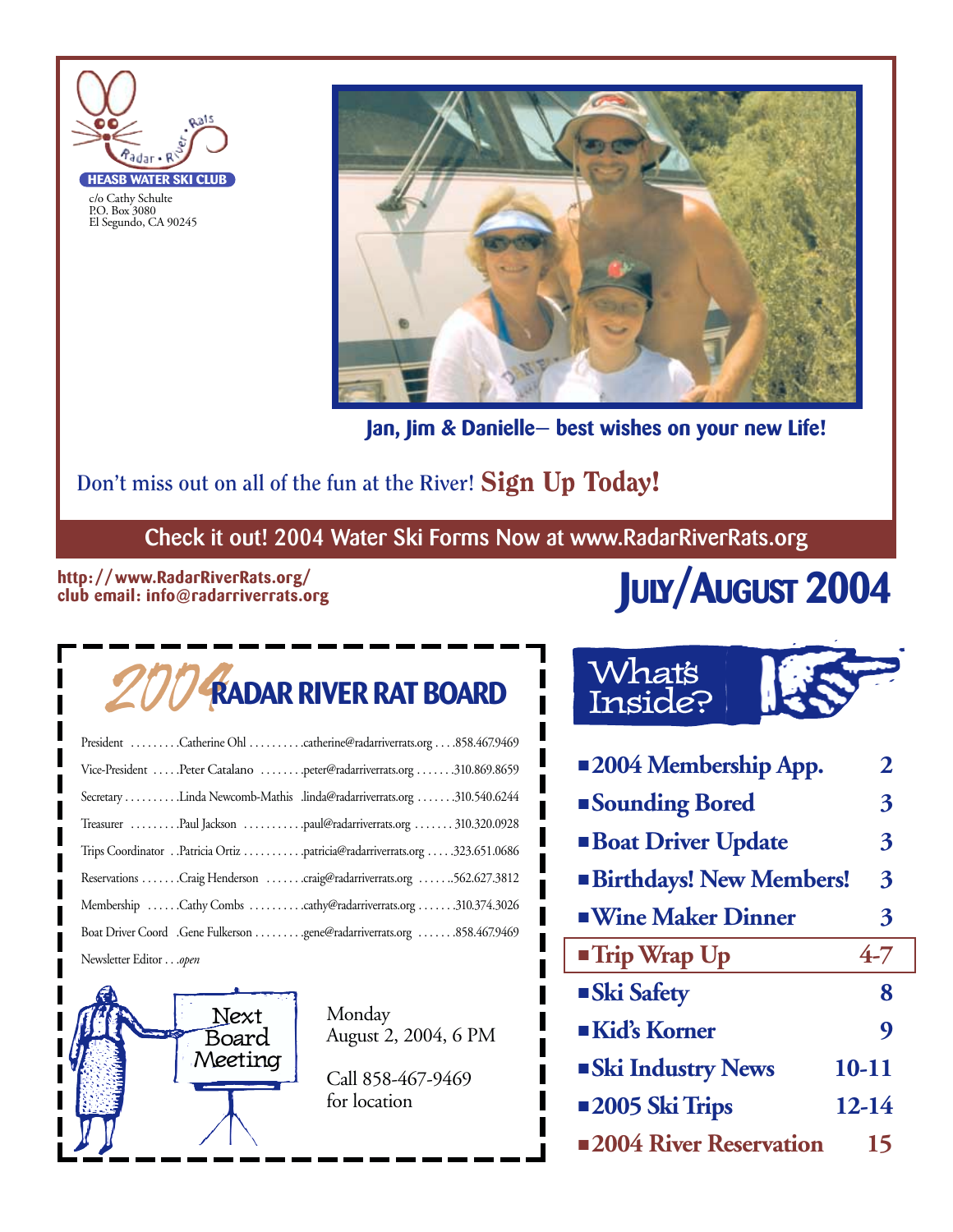Radar • River • Rats

**HEASB WATER SKI CLUB**

c/o Cathy Schulte
P.O. Box 3080
El Segundo, CA 90245

**Jan, Jim & Danielle— best wishes on your new Life!**

Don't miss out on all of the fun at the River! **Sign Up Today!**

**Check it out! 2004 Water Ski Forms Now at www.RadarRiverRats.org**

**http://www.RadarRiverRats.org/**
**club email: info@radarriverrats.org**

# JULY/AUGUST 2004

## 2004 RADAR RIVER RAT BOARD

| Position | Name | Email | Phone |
|---|---|---|---|
| President | Catherine Ohl | catherine@radarriverrats.org | 858.467.9469 |
| Vice-President | Peter Catalano | peter@radarriverrats.org | 310.869.8659 |
| Secretary | Linda Newcomb-Mathis | linda@radarriverrats.org | 310.540.6244 |
| Treasurer | Paul Jackson | paul@radarriverrats.org | 310.320.0928 |
| Trips Coordinator | Patricia Ortiz | patricia@radarriverrats.org | 323.651.0686 |
| Reservations | Craig Henderson | craig@radarriverrats.org | 562.627.3812 |
| Membership | Cathy Combs | cathy@radarriverrats.org | 310.374.3026 |
| Boat Driver Coord | Gene Fulkerson | gene@radarriverrats.org | 858.467.9469 |
| Newsletter Editor | *open* | | |

**Next Board Meeting**

Monday
August 2, 2004, 6 PM

Call 858-467-9469
for location

## What's Inside?

| | |
|---|---|
| ■ **2004 Membership App.** | **2** |
| ■ **Sounding Bored** | **3** |
| ■ **Boat Driver Update** | **3** |
| ■ **Birthdays! New Members!** | **3** |
| ■ **Wine Maker Dinner** | **3** |
| ■ **Trip Wrap Up** | **4-7** |
| ■ **Ski Safety** | **8** |
| ■ **Kid's Korner** | **9** |
| ■ **Ski Industry News** | **10-11** |
| ■ **2005 Ski Trips** | **12-14** |
| ■ **2004 River Reservation** | **15** |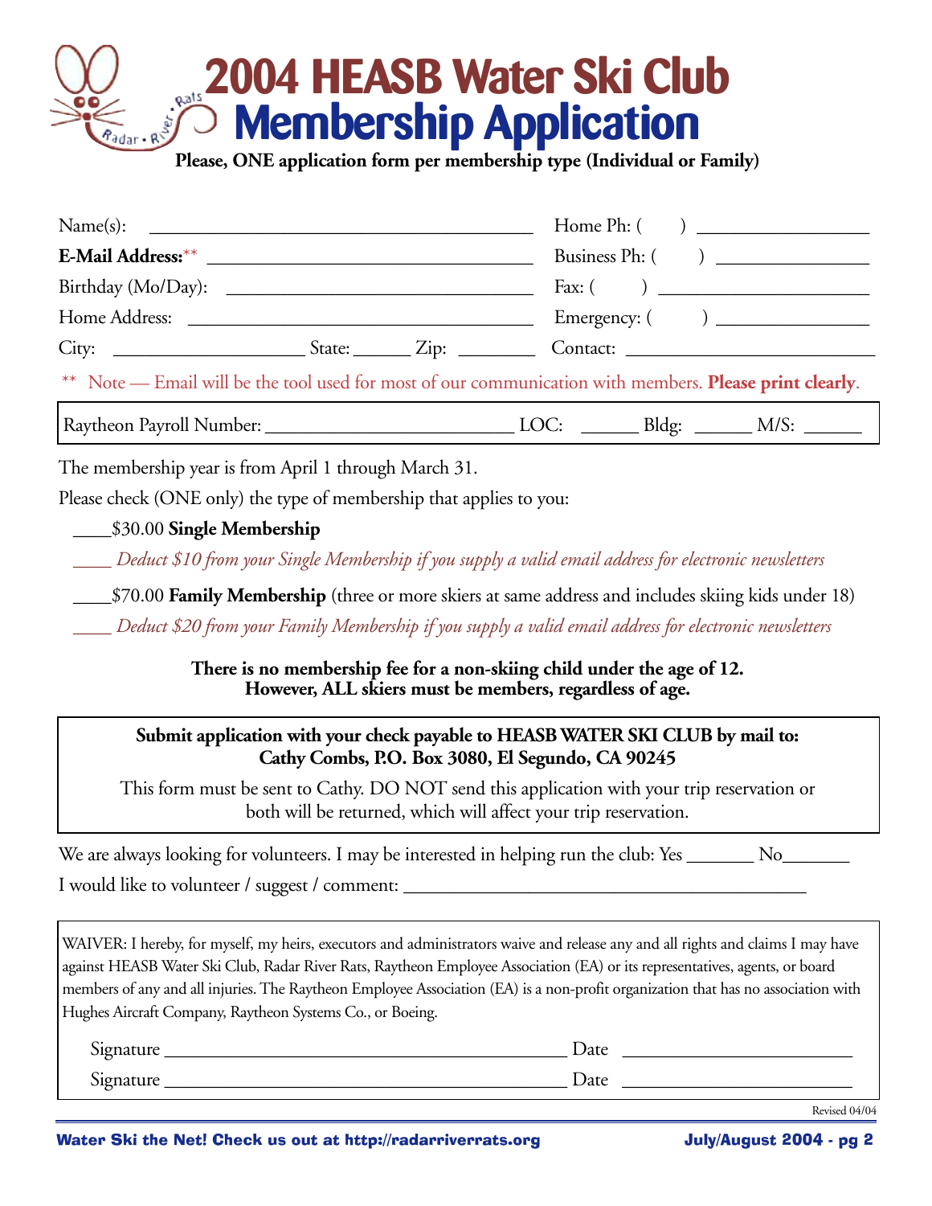# 2004 HEASB Water Ski Club Membership Application

**Please, ONE application form per membership type (Individual or Family)**

Name(s): ________________________________________ Home Ph: (    ) ________________

**E-Mail Address:**** ________________________________ Business Ph: (    ) ______________

Birthday (Mo/Day): ______________________________ Fax: (    ) ____________________

Home Address: ___________________________________ Emergency: (    ) ______________

City: __________________ State: ______ Zip: ________ Contact: ________________________

** Note — Email will be the tool used for most of our communication with members. **Please print clearly**.

Raytheon Payroll Number: ________________________ LOC: ______ Bldg: ______ M/S: ______

The membership year is from April 1 through March 31.

Please check (ONE only) the type of membership that applies to you:

____$30.00 **Single Membership**

____ *Deduct $10 from your Single Membership if you supply a valid email address for electronic newsletters*

____$70.00 **Family Membership** (three or more skiers at same address and includes skiing kids under 18)

____ *Deduct $20 from your Family Membership if you supply a valid email address for electronic newsletters*

**There is no membership fee for a non-skiing child under the age of 12.**
**However, ALL skiers must be members, regardless of age.**

**Submit application with your check payable to HEASB WATER SKI CLUB by mail to:**
**Cathy Combs, P.O. Box 3080, El Segundo, CA 90245**

This form must be sent to Cathy. DO NOT send this application with your trip reservation or both will be returned, which will affect your trip reservation.

We are always looking for volunteers. I may be interested in helping run the club: Yes _______ No_______

I would like to volunteer / suggest / comment: ________________________________________

WAIVER: I hereby, for myself, my heirs, executors and administrators waive and release any and all rights and claims I may have against HEASB Water Ski Club, Radar River Rats, Raytheon Employee Association (EA) or its representatives, agents, or board members of any and all injuries. The Raytheon Employee Association (EA) is a non-profit organization that has no association with Hughes Aircraft Company, Raytheon Systems Co., or Boeing.

Signature __________________________________________ Date ______________________

Signature __________________________________________ Date ______________________

Revised 04/04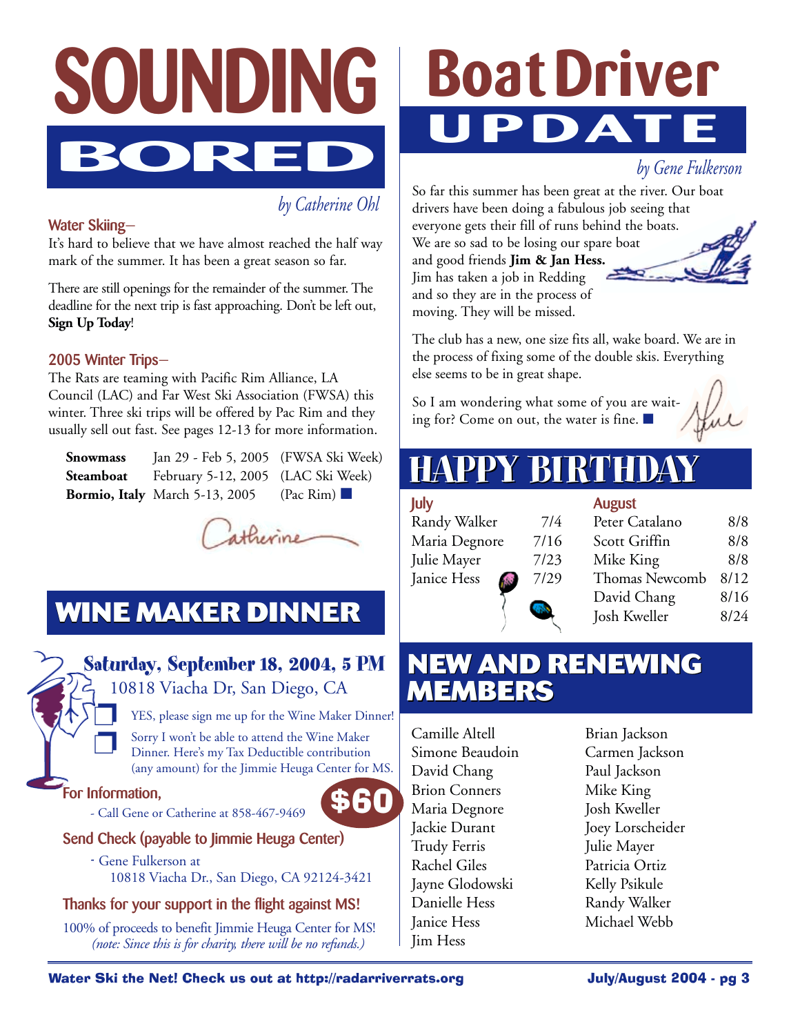# SOUNDING BORED

*by Catherine Ohl*

### Water Skiing–

It's hard to believe that we have almost reached the half way mark of the summer. It has been a great season so far.

There are still openings for the remainder of the summer. The deadline for the next trip is fast approaching. Don't be left out, **Sign Up Today**!

### 2005 Winter Trips–

The Rats are teaming with Pacific Rim Alliance, LA Council (LAC) and Far West Ski Association (FWSA) this winter. Three ski trips will be offered by Pac Rim and they usually sell out fast. See pages 12-13 for more information.

| | | |
|---|---|---|
| **Snowmass** | Jan 29 - Feb 5, 2005 | (FWSA Ski Week) |
| **Steamboat** | February 5-12, 2005 | (LAC Ski Week) |
| **Bormio, Italy** | March 5-13, 2005 | (Pac Rim) ■ |

Catherine

# WINE MAKER DINNER

**Saturday, September 18, 2004, 5 PM**
10818 Viacha Dr, San Diego, CA

❒ YES, please sign me up for the Wine Maker Dinner!

❒ Sorry I won't be able to attend the Wine Maker Dinner. Here's my Tax Deductible contribution (any amount) for the Jimmie Heuga Center for MS.

**$60**

### For Information,

- Call Gene or Catherine at 858-467-9469

### Send Check (payable to Jimmie Heuga Center)

- Gene Fulkerson at 10818 Viacha Dr., San Diego, CA 92124-3421

### Thanks for your support in the flight against MS!

100% of proceeds to benefit Jimmie Heuga Center for MS!
*(note: Since this is for charity, there will be no refunds.)*

# Boat Driver UPDATE

*by Gene Fulkerson*

So far this summer has been great at the river. Our boat drivers have been doing a fabulous job seeing that everyone gets their fill of runs behind the boats. We are so sad to be losing our spare boat and good friends **Jim & Jan Hess.** Jim has taken a job in Redding and so they are in the process of moving. They will be missed.

The club has a new, one size fits all, wake board. We are in the process of fixing some of the double skis. Everything else seems to be in great shape.

So I am wondering what some of you are waiting for? Come on out, the water is fine. ■

Gene

# HAPPY BIRTHDAY

### July

| | |
|---|---|
| Randy Walker | 7/4 |
| Maria Degnore | 7/16 |
| Julie Mayer | 7/23 |
| Janice Hess | 7/29 |

### August

| | |
|---|---|
| Peter Catalano | 8/8 |
| Scott Griffin | 8/8 |
| Mike King | 8/8 |
| Thomas Newcomb | 8/12 |
| David Chang | 8/16 |
| Josh Kweller | 8/24 |

# NEW AND RENEWING MEMBERS

Camille Altell
Simone Beaudoin
David Chang
Brion Conners
Maria Degnore
Jackie Durant
Trudy Ferris
Rachel Giles
Jayne Glodowski
Danielle Hess
Janice Hess
Jim Hess
Brian Jackson
Carmen Jackson
Paul Jackson
Mike King
Josh Kweller
Joey Lorscheider
Julie Mayer
Patricia Ortiz
Kelly Psikule
Randy Walker
Michael Webb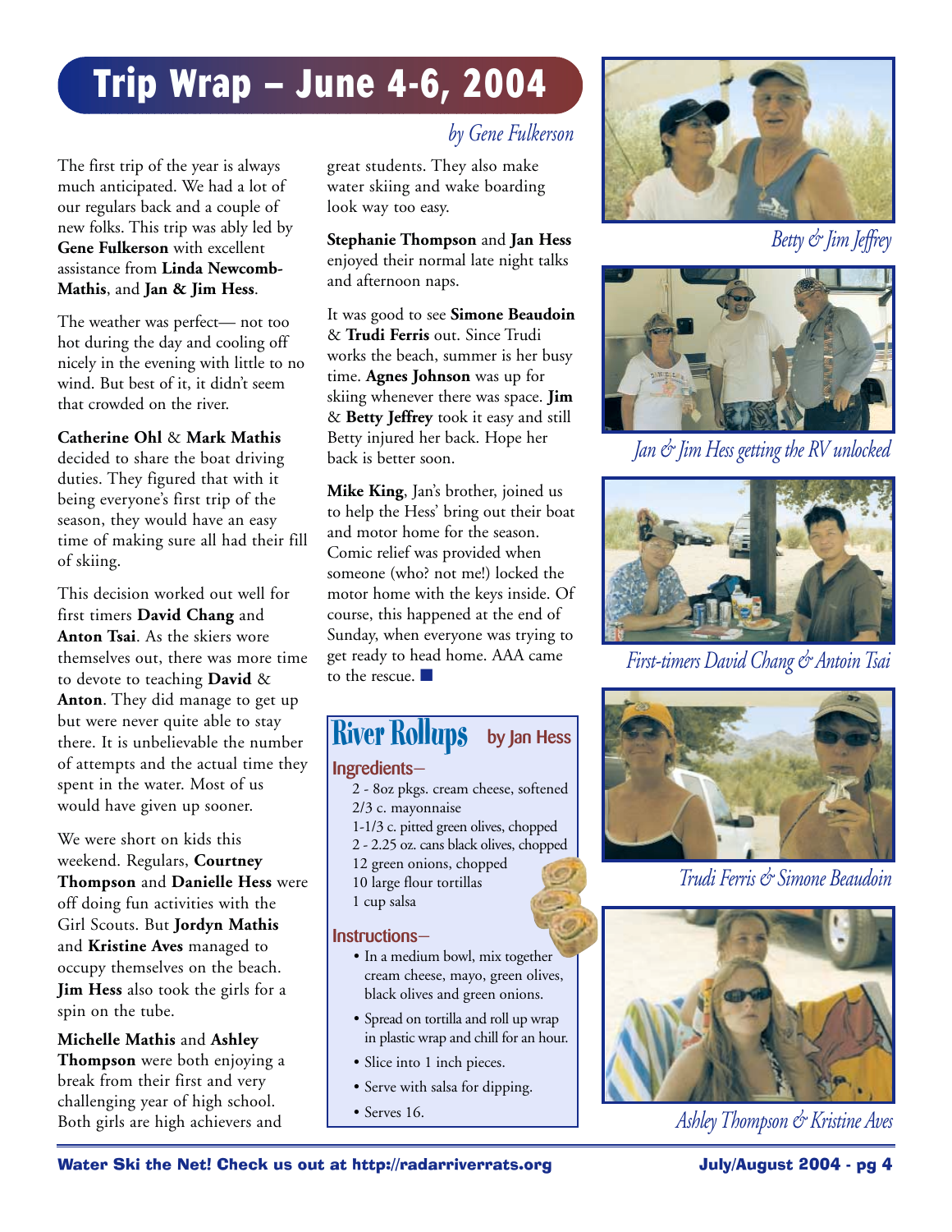# Trip Wrap – June 4-6, 2004

*by Gene Fulkerson*

The first trip of the year is always much anticipated. We had a lot of our regulars back and a couple of new folks. This trip was ably led by **Gene Fulkerson** with excellent assistance from **Linda Newcomb-Mathis**, and **Jan & Jim Hess**.

The weather was perfect— not too hot during the day and cooling off nicely in the evening with little to no wind. But best of it, it didn't seem that crowded on the river.

**Catherine Ohl** & **Mark Mathis** decided to share the boat driving duties. They figured that with it being everyone's first trip of the season, they would have an easy time of making sure all had their fill of skiing.

This decision worked out well for first timers **David Chang** and **Anton Tsai**. As the skiers wore themselves out, there was more time to devote to teaching **David** & **Anton**. They did manage to get up but were never quite able to stay there. It is unbelievable the number of attempts and the actual time they spent in the water. Most of us would have given up sooner.

We were short on kids this weekend. Regulars, **Courtney Thompson** and **Danielle Hess** were off doing fun activities with the Girl Scouts. But **Jordyn Mathis** and **Kristine Aves** managed to occupy themselves on the beach. **Jim Hess** also took the girls for a spin on the tube.

**Michelle Mathis** and **Ashley Thompson** were both enjoying a break from their first and very challenging year of high school. Both girls are high achievers and great students. They also make water skiing and wake boarding look way too easy.

**Stephanie Thompson** and **Jan Hess** enjoyed their normal late night talks and afternoon naps.

It was good to see **Simone Beaudoin** & **Trudi Ferris** out. Since Trudi works the beach, summer is her busy time. **Agnes Johnson** was up for skiing whenever there was space. **Jim** & **Betty Jeffrey** took it easy and still Betty injured her back. Hope her back is better soon.

**Mike King**, Jan's brother, joined us to help the Hess' bring out their boat and motor home for the season. Comic relief was provided when someone (who? not me!) locked the motor home with the keys inside. Of course, this happened at the end of Sunday, when everyone was trying to get ready to head home. AAA came to the rescue. ■

## River Rollups by Jan Hess

### Ingredients—

- 2 - 8oz pkgs. cream cheese, softened
- 2/3 c. mayonnaise
- 1-1/3 c. pitted green olives, chopped
- 2 - 2.25 oz. cans black olives, chopped
- 12 green onions, chopped
- 10 large flour tortillas
- 1 cup salsa

### Instructions—

- In a medium bowl, mix together cream cheese, mayo, green olives, black olives and green onions.
- Spread on tortilla and roll up wrap in plastic wrap and chill for an hour.
- Slice into 1 inch pieces.
- Serve with salsa for dipping.
- Serves 16.

*Betty & Jim Jeffrey*

*Jan & Jim Hess getting the RV unlocked*

*First-timers David Chang & Antoin Tsai*

*Trudi Ferris & Simone Beaudoin*

*Ashley Thompson & Kristine Aves*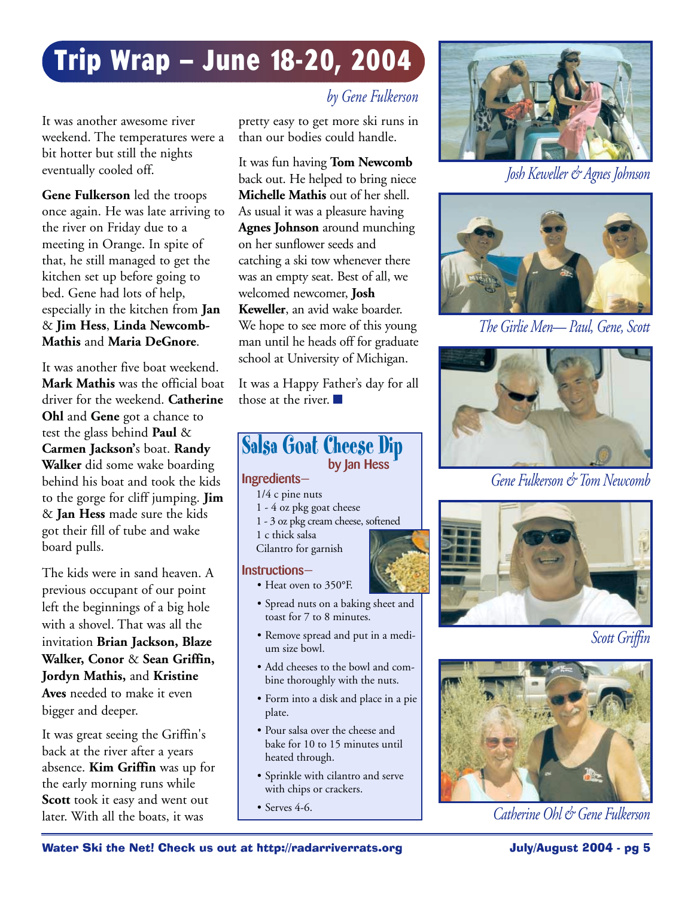# Trip Wrap – June 18-20, 2004

*by Gene Fulkerson*

It was another awesome river weekend. The temperatures were a bit hotter but still the nights eventually cooled off.

**Gene Fulkerson** led the troops once again. He was late arriving to the river on Friday due to a meeting in Orange. In spite of that, he still managed to get the kitchen set up before going to bed. Gene had lots of help, especially in the kitchen from **Jan** & **Jim Hess**, **Linda Newcomb-Mathis** and **Maria DeGnore**.

It was another five boat weekend. **Mark Mathis** was the official boat driver for the weekend. **Catherine Ohl** and **Gene** got a chance to test the glass behind **Paul** & **Carmen Jackson**'s boat. **Randy Walker** did some wake boarding behind his boat and took the kids to the gorge for cliff jumping. **Jim** & **Jan Hess** made sure the kids got their fill of tube and wake board pulls.

The kids were in sand heaven. A previous occupant of our point left the beginnings of a big hole with a shovel. That was all the invitation **Brian Jackson, Blaze Walker, Conor** & **Sean Griffin, Jordyn Mathis,** and **Kristine Aves** needed to make it even bigger and deeper.

It was great seeing the Griffin's back at the river after a years absence. **Kim Griffin** was up for the early morning runs while **Scott** took it easy and went out later. With all the boats, it was pretty easy to get more ski runs in than our bodies could handle.

It was fun having **Tom Newcomb** back out. He helped to bring niece **Michelle Mathis** out of her shell. As usual it was a pleasure having **Agnes Johnson** around munching on her sunflower seeds and catching a ski tow whenever there was an empty seat. Best of all, we welcomed newcomer, **Josh Keweller**, an avid wake boarder. We hope to see more of this young man until he heads off for graduate school at University of Michigan.

It was a Happy Father's day for all those at the river. ■

## Salsa Goat Cheese Dip

**by Jan Hess**

**Ingredients–**

1/4 c pine nuts
1 - 4 oz pkg goat cheese
1 - 3 oz pkg cream cheese, softened
1 c thick salsa
Cilantro for garnish

**Instructions–**

- Heat oven to 350°F.
- Spread nuts on a baking sheet and toast for 7 to 8 minutes.
- Remove spread and put in a medium size bowl.
- Add cheeses to the bowl and combine thoroughly with the nuts.
- Form into a disk and place in a pie plate.
- Pour salsa over the cheese and bake for 10 to 15 minutes until heated through.
- Sprinkle with cilantro and serve with chips or crackers.
- Serves 4-6.

*Josh Keweller & Agnes Johnson*

*The Girlie Men— Paul, Gene, Scott*

*Gene Fulkerson & Tom Newcomb*

*Scott Griffin*

*Catherine Ohl & Gene Fulkerson*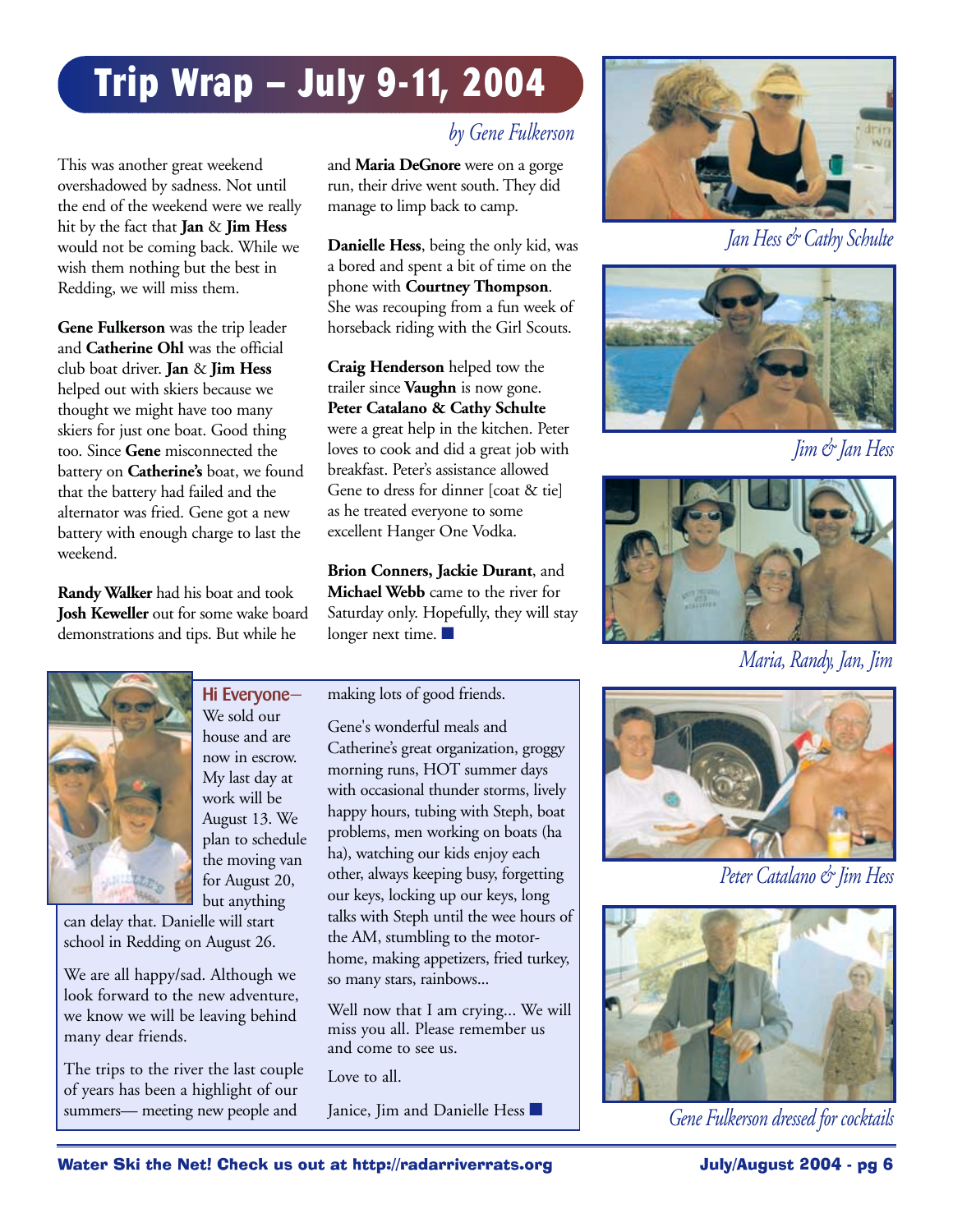# Trip Wrap – July 9-11, 2004

*by Gene Fulkerson*

This was another great weekend overshadowed by sadness. Not until the end of the weekend were we really hit by the fact that **Jan** & **Jim Hess** would not be coming back. While we wish them nothing but the best in Redding, we will miss them.

**Gene Fulkerson** was the trip leader and **Catherine Ohl** was the official club boat driver. **Jan** & **Jim Hess** helped out with skiers because we thought we might have too many skiers for just one boat. Good thing too. Since **Gene** misconnected the battery on **Catherine's** boat, we found that the battery had failed and the alternator was fried. Gene got a new battery with enough charge to last the weekend.

**Randy Walker** had his boat and took **Josh Keweller** out for some wake board demonstrations and tips. But while he and **Maria DeGnore** were on a gorge run, their drive went south. They did manage to limp back to camp.

**Danielle Hess**, being the only kid, was a bored and spent a bit of time on the phone with **Courtney Thompson**. She was recouping from a fun week of horseback riding with the Girl Scouts.

**Craig Henderson** helped tow the trailer since **Vaughn** is now gone. **Peter Catalano & Cathy Schulte** were a great help in the kitchen. Peter loves to cook and did a great job with breakfast. Peter's assistance allowed Gene to dress for dinner [coat & tie] as he treated everyone to some excellent Hanger One Vodka.

**Brion Conners, Jackie Durant**, and **Michael Webb** came to the river for Saturday only. Hopefully, they will stay longer next time. ■

*Jan Hess & Cathy Schulte*

*Jim & Jan Hess*

*Maria, Randy, Jan, Jim*

*Peter Catalano & Jim Hess*

*Gene Fulkerson dressed for cocktails*

---

**Hi Everyone**—

We sold our house and are now in escrow. My last day at work will be August 13. We plan to schedule the moving van for August 20, but anything can delay that. Danielle will start school in Redding on August 26.

We are all happy/sad. Although we look forward to the new adventure, we know we will be leaving behind many dear friends.

The trips to the river the last couple of years has been a highlight of our summers— meeting new people and making lots of good friends.

Gene's wonderful meals and Catherine's great organization, groggy morning runs, HOT summer days with occasional thunder storms, lively happy hours, tubing with Steph, boat problems, men working on boats (ha ha), watching our kids enjoy each other, always keeping busy, forgetting our keys, locking up our keys, long talks with Steph until the wee hours of the AM, stumbling to the motor-home, making appetizers, fried turkey, so many stars, rainbows...

Well now that I am crying... We will miss you all. Please remember us and come to see us.

Love to all.

Janice, Jim and Danielle Hess ■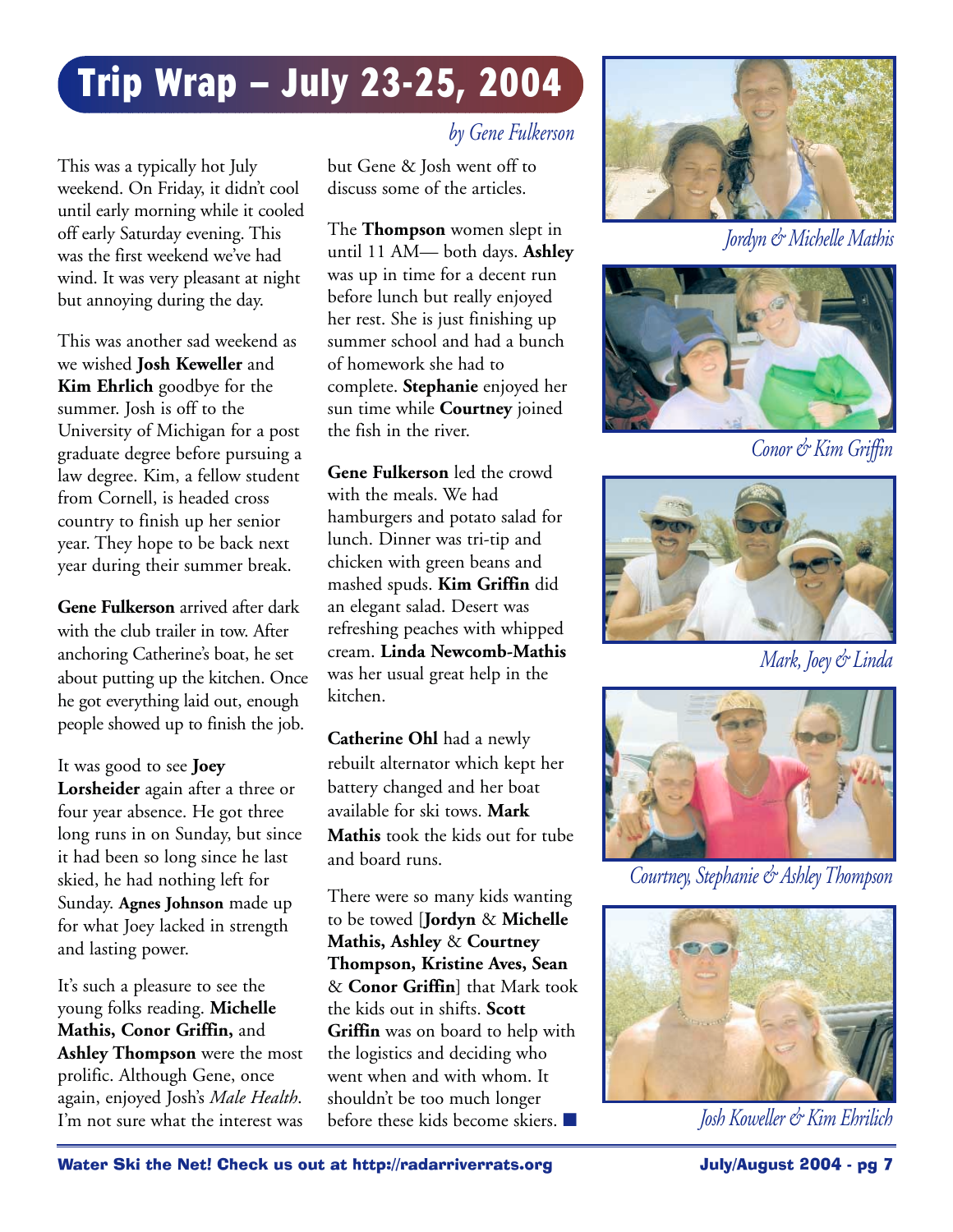# Trip Wrap – July 23-25, 2004

*by Gene Fulkerson*

This was a typically hot July weekend. On Friday, it didn't cool until early morning while it cooled off early Saturday evening. This was the first weekend we've had wind. It was very pleasant at night but annoying during the day.

This was another sad weekend as we wished **Josh Keweller** and **Kim Ehrlich** goodbye for the summer. Josh is off to the University of Michigan for a post graduate degree before pursuing a law degree. Kim, a fellow student from Cornell, is headed cross country to finish up her senior year. They hope to be back next year during their summer break.

**Gene Fulkerson** arrived after dark with the club trailer in tow. After anchoring Catherine's boat, he set about putting up the kitchen. Once he got everything laid out, enough people showed up to finish the job.

It was good to see **Joey Lorsheider** again after a three or four year absence. He got three long runs in on Sunday, but since it had been so long since he last skied, he had nothing left for Sunday. **Agnes Johnson** made up for what Joey lacked in strength and lasting power.

It's such a pleasure to see the young folks reading. **Michelle Mathis, Conor Griffin,** and **Ashley Thompson** were the most prolific. Although Gene, once again, enjoyed Josh's *Male Health*. I'm not sure what the interest was but Gene & Josh went off to discuss some of the articles.

The **Thompson** women slept in until 11 AM— both days. **Ashley** was up in time for a decent run before lunch but really enjoyed her rest. She is just finishing up summer school and had a bunch of homework she had to complete. **Stephanie** enjoyed her sun time while **Courtney** joined the fish in the river.

**Gene Fulkerson** led the crowd with the meals. We had hamburgers and potato salad for lunch. Dinner was tri-tip and chicken with green beans and mashed spuds. **Kim Griffin** did an elegant salad. Desert was refreshing peaches with whipped cream. **Linda Newcomb-Mathis** was her usual great help in the kitchen.

**Catherine Ohl** had a newly rebuilt alternator which kept her battery changed and her boat available for ski tows. **Mark Mathis** took the kids out for tube and board runs.

There were so many kids wanting to be towed [**Jordyn** & **Michelle Mathis, Ashley** & **Courtney Thompson, Kristine Aves, Sean** & **Conor Griffin**] that Mark took the kids out in shifts. **Scott Griffin** was on board to help with the logistics and deciding who went when and with whom. It shouldn't be too much longer before these kids become skiers. ■

*Jordyn & Michelle Mathis*

*Conor & Kim Griffin*

*Mark, Joey & Linda*

*Courtney, Stephanie & Ashley Thompson*

*Josh Koweller & Kim Ehrlich*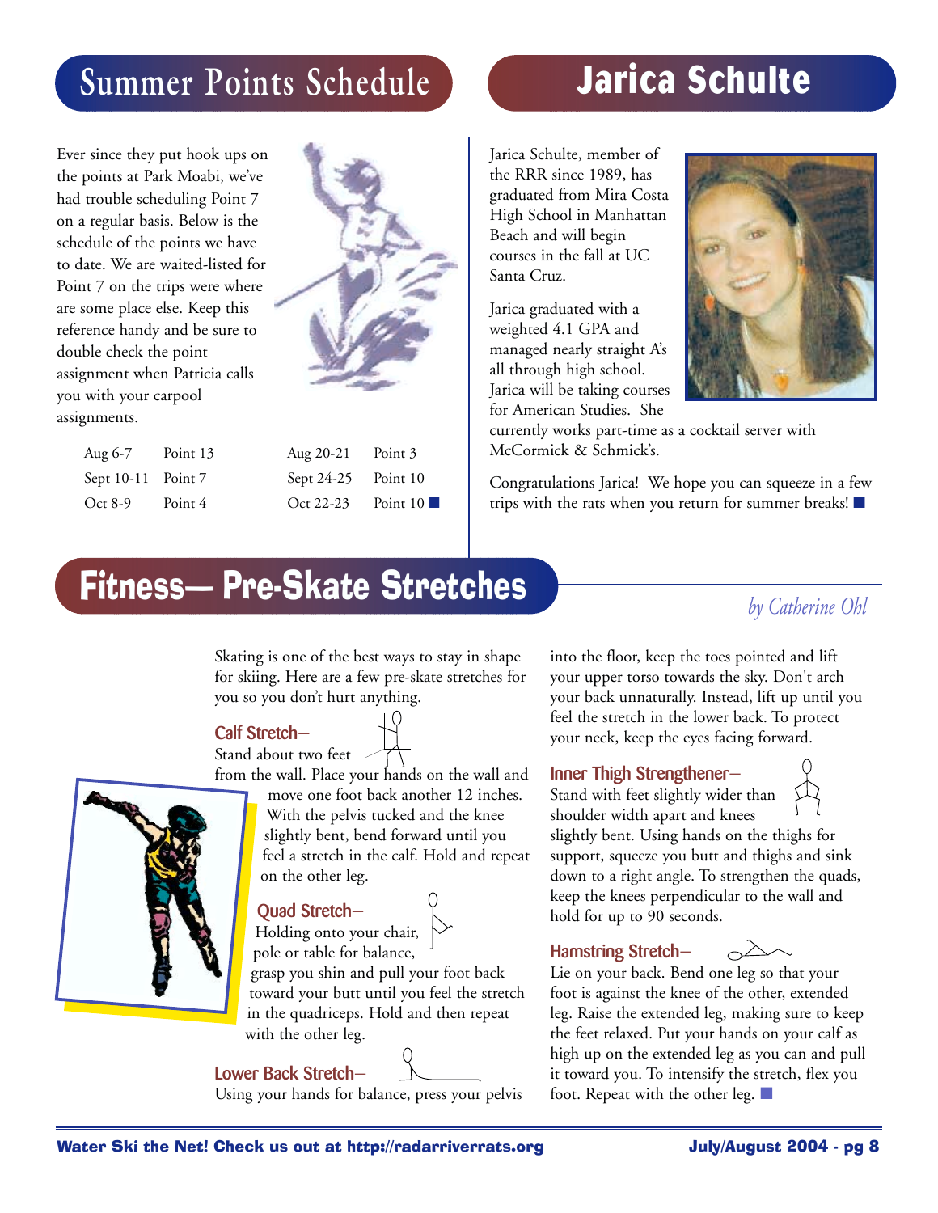## Summer Points Schedule

Ever since they put hook ups on the points at Park Moabi, we've had trouble scheduling Point 7 on a regular basis. Below is the schedule of the points we have to date. We are waited-listed for Point 7 on the trips were where are some place else. Keep this reference handy and be sure to double check the point assignment when Patricia calls you with your carpool assignments.

| | | | |
|---|---|---|---|
| Aug 6-7 | Point 13 | Aug 20-21 | Point 3 |
| Sept 10-11 | Point 7 | Sept 24-25 | Point 10 |
| Oct 8-9 | Point 4 | Oct 22-23 | Point 10 ■ |

## Jarica Schulte

Jarica Schulte, member of the RRR since 1989, has graduated from Mira Costa High School in Manhattan Beach and will begin courses in the fall at UC Santa Cruz.

Jarica graduated with a weighted 4.1 GPA and managed nearly straight A's all through high school. Jarica will be taking courses for American Studies. She currently works part-time as a cocktail server with McCormick & Schmick's.

Congratulations Jarica! We hope you can squeeze in a few trips with the rats when you return for summer breaks! ■

## Fitness— Pre-Skate Stretches

*by Catherine Ohl*

Skating is one of the best ways to stay in shape for skiing. Here are a few pre-skate stretches for you so you don't hurt anything.

### Calf Stretch–

Stand about two feet from the wall. Place your hands on the wall and move one foot back another 12 inches. With the pelvis tucked and the knee slightly bent, bend forward until you feel a stretch in the calf. Hold and repeat on the other leg.

### Quad Stretch–

Holding onto your chair, pole or table for balance, grasp you shin and pull your foot back toward your butt until you feel the stretch in the quadriceps. Hold and then repeat with the other leg.

### Lower Back Stretch–

Using your hands for balance, press your pelvis into the floor, keep the toes pointed and lift your upper torso towards the sky. Don't arch your back unnaturally. Instead, lift up until you feel the stretch in the lower back. To protect your neck, keep the eyes facing forward.

### Inner Thigh Strengthener–

Stand with feet slightly wider than shoulder width apart and knees slightly bent. Using hands on the thighs for support, squeeze you butt and thighs and sink down to a right angle. To strengthen the quads, keep the knees perpendicular to the wall and hold for up to 90 seconds.

### Hamstring Stretch–

Lie on your back. Bend one leg so that your foot is against the knee of the other, extended leg. Raise the extended leg, making sure to keep the feet relaxed. Put your hands on your calf as high up on the extended leg as you can and pull it toward you. To intensify the stretch, flex you foot. Repeat with the other leg. ■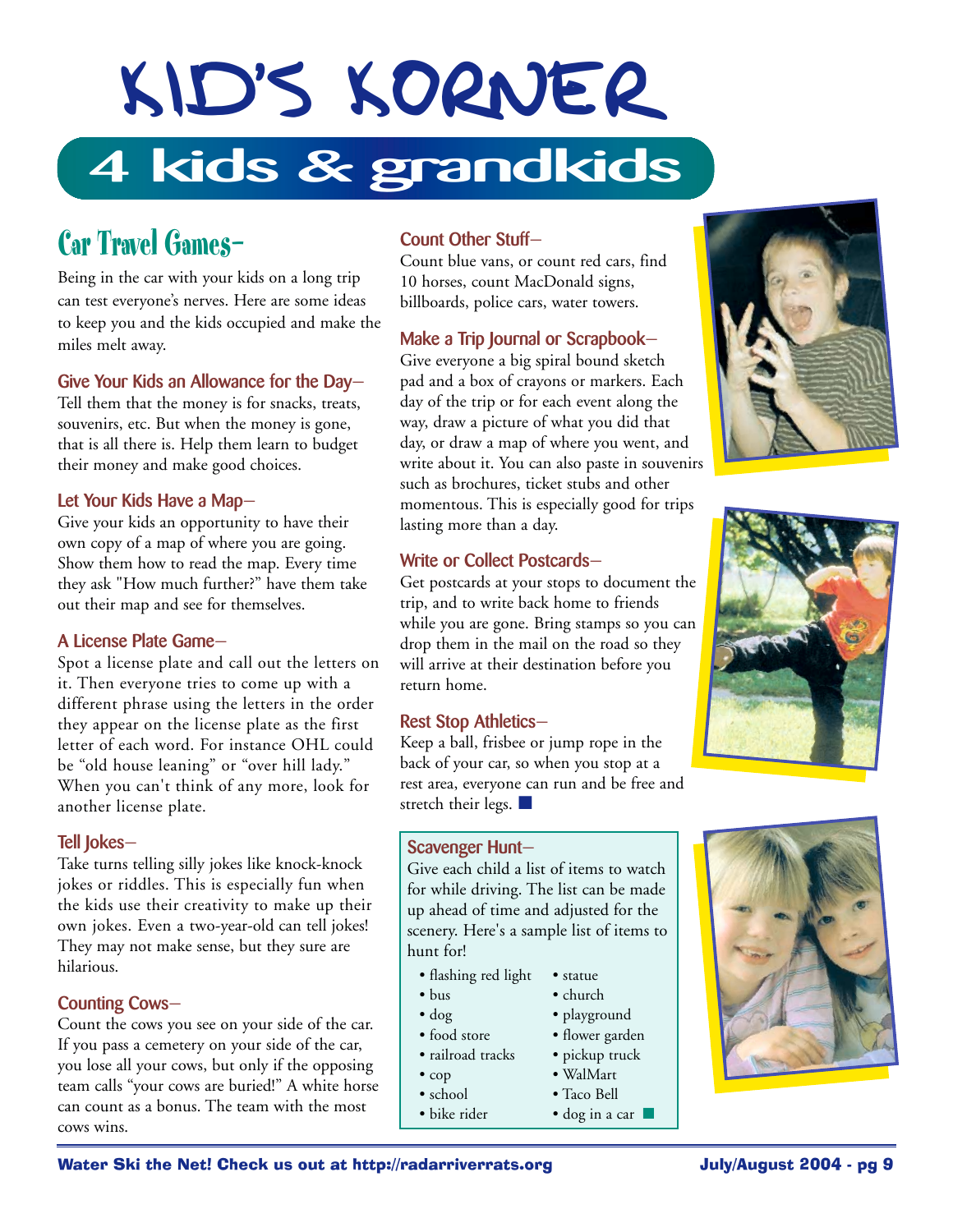# KID'S KORNER

## 4 kids & grandkids

### Car Travel Games–

Being in the car with your kids on a long trip can test everyone's nerves. Here are some ideas to keep you and the kids occupied and make the miles melt away.

**Give Your Kids an Allowance for the Day–**
Tell them that the money is for snacks, treats, souvenirs, etc. But when the money is gone, that is all there is. Help them learn to budget their money and make good choices.

**Let Your Kids Have a Map–**
Give your kids an opportunity to have their own copy of a map of where you are going. Show them how to read the map. Every time they ask "How much further?" have them take out their map and see for themselves.

**A License Plate Game–**
Spot a license plate and call out the letters on it. Then everyone tries to come up with a different phrase using the letters in the order they appear on the license plate as the first letter of each word. For instance OHL could be "old house leaning" or "over hill lady." When you can't think of any more, look for another license plate.

**Tell Jokes–**
Take turns telling silly jokes like knock-knock jokes or riddles. This is especially fun when the kids use their creativity to make up their own jokes. Even a two-year-old can tell jokes! They may not make sense, but they sure are hilarious.

**Counting Cows–**
Count the cows you see on your side of the car. If you pass a cemetery on your side of the car, you lose all your cows, but only if the opposing team calls "your cows are buried!" A white horse can count as a bonus. The team with the most cows wins.

**Count Other Stuff–**
Count blue vans, or count red cars, find 10 horses, count MacDonald signs, billboards, police cars, water towers.

**Make a Trip Journal or Scrapbook–**
Give everyone a big spiral bound sketch pad and a box of crayons or markers. Each day of the trip or for each event along the way, draw a picture of what you did that day, or draw a map of where you went, and write about it. You can also paste in souvenirs such as brochures, ticket stubs and other momentous. This is especially good for trips lasting more than a day.

**Write or Collect Postcards–**
Get postcards at your stops to document the trip, and to write back home to friends while you are gone. Bring stamps so you can drop them in the mail on the road so they will arrive at their destination before you return home.

**Rest Stop Athletics–**
Keep a ball, frisbee or jump rope in the back of your car, so when you stop at a rest area, everyone can run and be free and stretch their legs. ■

**Scavenger Hunt–**
Give each child a list of items to watch for while driving. The list can be made up ahead of time and adjusted for the scenery. Here's a sample list of items to hunt for!

- flashing red light
- bus
- dog
- food store
- railroad tracks
- cop
- school
- bike rider
- statue
- church
- playground
- flower garden
- pickup truck
- WalMart
- Taco Bell
- dog in a car ■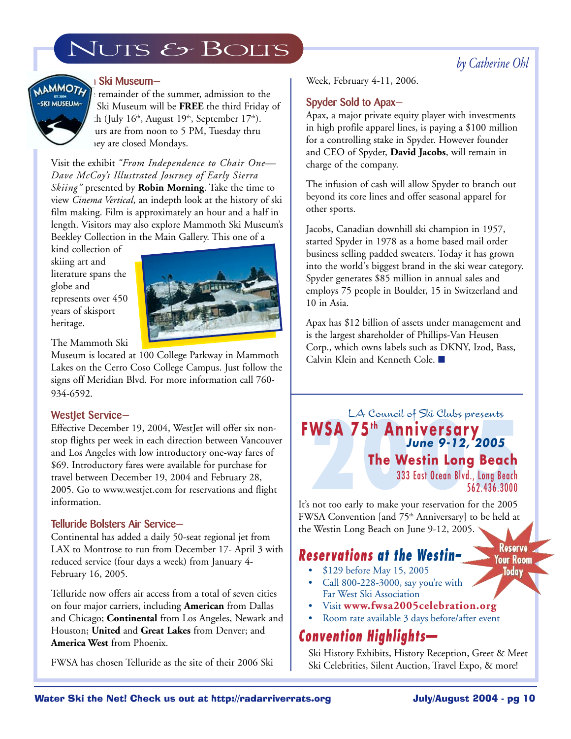# NUTS & BOLTS

*by Catherine Ohl*

### Mammoth Ski Museum–

For the remainder of the summer, admission to the Mammoth Ski Museum will be **FREE** the third Friday of each month (July 16th, August 19th, September 17th). Museum hours are from noon to 5 PM, Tuesday thru Sunday. They are closed Mondays.

Visit the exhibit *"From Independence to Chair One—Dave McCoy's Illustrated Journey of Early Sierra Skiing"* presented by **Robin Morning**. Take the time to view *Cinema Vertical*, an indepth look at the history of ski film making. Film is approximately an hour and a half in length. Visitors may also explore Mammoth Ski Museum's Beekley Collection in the Main Gallery. This one of a kind collection of skiing art and literature spans the globe and represents over 450 years of skisport heritage.

The Mammoth Ski Museum is located at 100 College Parkway in Mammoth Lakes on the Cerro Coso College Campus. Just follow the signs off Meridian Blvd. For more information call 760-934-6592.

### WestJet Service–

Effective December 19, 2004, WestJet will offer six non-stop flights per week in each direction between Vancouver and Los Angeles with low introductory one-way fares of $69. Introductory fares were available for purchase for travel between December 19, 2004 and February 28, 2005. Go to www.westjet.com for reservations and flight information.

### Telluride Bolsters Air Service–

Continental has added a daily 50-seat regional jet from LAX to Montrose to run from December 17- April 3 with reduced service (four days a week) from January 4-February 16, 2005.

Telluride now offers air access from a total of seven cities on four major carriers, including **American** from Dallas and Chicago; **Continental** from Los Angeles, Newark and Houston; **United** and **Great Lakes** from Denver; and **America West** from Phoenix.

FWSA has chosen Telluride as the site of their 2006 Ski Week, February 4-11, 2006.

### Spyder Sold to Apax–

Apax, a major private equity player with investments in high profile apparel lines, is paying a $100 million for a controlling stake in Spyder. However founder and CEO of Spyder, **David Jacobs**, will remain in charge of the company.

The infusion of cash will allow Spyder to branch out beyond its core lines and offer seasonal apparel for other sports.

Jacobs, Canadian downhill ski champion in 1957, started Spyder in 1978 as a home based mail order business selling padded sweaters. Today it has grown into the world's biggest brand in the ski wear category. Spyder generates $85 million in annual sales and employs 75 people in Boulder, 15 in Switzerland and 10 in Asia.

Apax has $12 billion of assets under management and is the largest shareholder of Phillips-Van Heusen Corp., which owns labels such as DKNY, Izod, Bass, Calvin Klein and Kenneth Cole. ■

---

LA Council of Ski Clubs presents

## FWSA 75th Anniversary

***June 9-12, 2005***

**The Westin Long Beach**

333 East Ocean Blvd., Long Beach
562.436.3000

It's not too early to make your reservation for the 2005 FWSA Convention [and 75th Anniversary] to be held at the Westin Long Beach on June 9-12, 2005.

**Reserve Your Room Today**

### *Reservations at the Westin–*

- $129 before May 15, 2005
- Call 800-228-3000, say you're with Far West Ski Association
- Visit **www.fwsa2005celebration.org**
- Room rate available 3 days before/after event

### *Convention Highlights–*

Ski History Exhibits, History Reception, Greet & Meet Ski Celebrities, Silent Auction, Travel Expo, & more!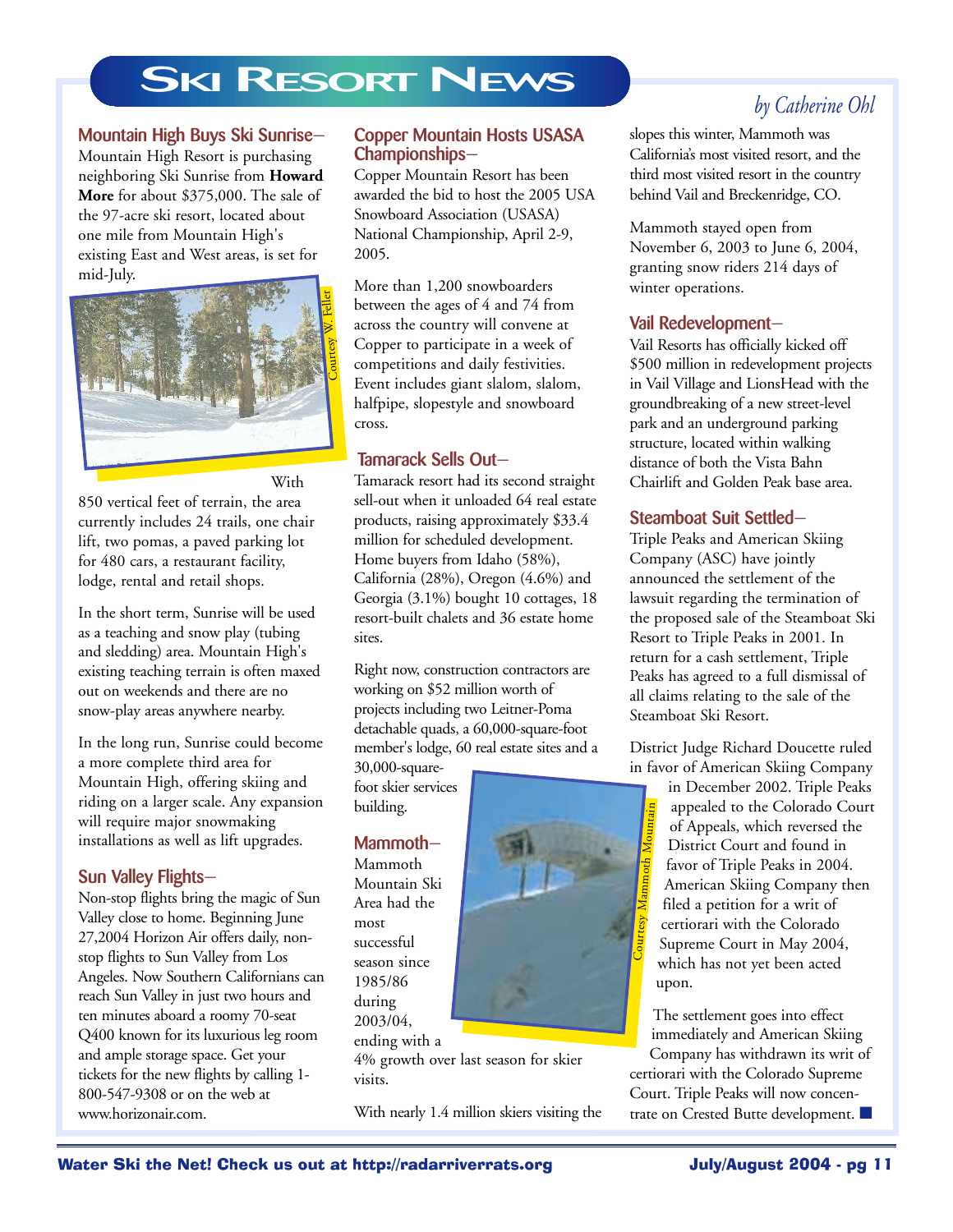# Ski Resort News

*by Catherine Ohl*

## Mountain High Buys Ski Sunrise–

Mountain High Resort is purchasing neighboring Ski Sunrise from **Howard More** for about $375,000. The sale of the 97-acre ski resort, located about one mile from Mountain High's existing East and West areas, is set for mid-July.

Courtesy W. Feller

With 850 vertical feet of terrain, the area currently includes 24 trails, one chair lift, two pomas, a paved parking lot for 480 cars, a restaurant facility, lodge, rental and retail shops.

In the short term, Sunrise will be used as a teaching and snow play (tubing and sledding) area. Mountain High's existing teaching terrain is often maxed out on weekends and there are no snow-play areas anywhere nearby.

In the long run, Sunrise could become a more complete third area for Mountain High, offering skiing and riding on a larger scale. Any expansion will require major snowmaking installations as well as lift upgrades.

## Sun Valley Flights–

Non-stop flights bring the magic of Sun Valley close to home. Beginning June 27,2004 Horizon Air offers daily, non-stop flights to Sun Valley from Los Angeles. Now Southern Californians can reach Sun Valley in just two hours and ten minutes aboard a roomy 70-seat Q400 known for its luxurious leg room and ample storage space. Get your tickets for the new flights by calling 1-800-547-9308 or on the web at www.horizonair.com.

## Copper Mountain Hosts USASA Championships–

Copper Mountain Resort has been awarded the bid to host the 2005 USA Snowboard Association (USASA) National Championship, April 2-9, 2005.

More than 1,200 snowboarders between the ages of 4 and 74 from across the country will convene at Copper to participate in a week of competitions and daily festivities. Event includes giant slalom, slalom, halfpipe, slopestyle and snowboard cross.

## Tamarack Sells Out–

Tamarack resort had its second straight sell-out when it unloaded 64 real estate products, raising approximately $33.4 million for scheduled development. Home buyers from Idaho (58%), California (28%), Oregon (4.6%) and Georgia (3.1%) bought 10 cottages, 18 resort-built chalets and 36 estate home sites.

Right now, construction contractors are working on $52 million worth of projects including two Leitner-Poma detachable quads, a 60,000-square-foot member's lodge, 60 real estate sites and a 30,000-square-foot skier services building.

## Mammoth–

Mammoth Mountain Ski Area had the most successful season since 1985/86 during 2003/04, ending with a 4% growth over last season for skier visits.

Courtesy Mammoth Mountain

With nearly 1.4 million skiers visiting the slopes this winter, Mammoth was California's most visited resort, and the third most visited resort in the country behind Vail and Breckenridge, CO.

Mammoth stayed open from November 6, 2003 to June 6, 2004, granting snow riders 214 days of winter operations.

## Vail Redevelopment–

Vail Resorts has officially kicked off $500 million in redevelopment projects in Vail Village and LionsHead with the groundbreaking of a new street-level park and an underground parking structure, located within walking distance of both the Vista Bahn Chairlift and Golden Peak base area.

## Steamboat Suit Settled–

Triple Peaks and American Skiing Company (ASC) have jointly announced the settlement of the lawsuit regarding the termination of the proposed sale of the Steamboat Ski Resort to Triple Peaks in 2001. In return for a cash settlement, Triple Peaks has agreed to a full dismissal of all claims relating to the sale of the Steamboat Ski Resort.

District Judge Richard Doucette ruled in favor of American Skiing Company in December 2002. Triple Peaks appealed to the Colorado Court of Appeals, which reversed the District Court and found in favor of Triple Peaks in 2004. American Skiing Company then filed a petition for a writ of certiorari with the Colorado Supreme Court in May 2004, which has not yet been acted upon.

The settlement goes into effect immediately and American Skiing Company has withdrawn its writ of certiorari with the Colorado Supreme Court. Triple Peaks will now concentrate on Crested Butte development. ■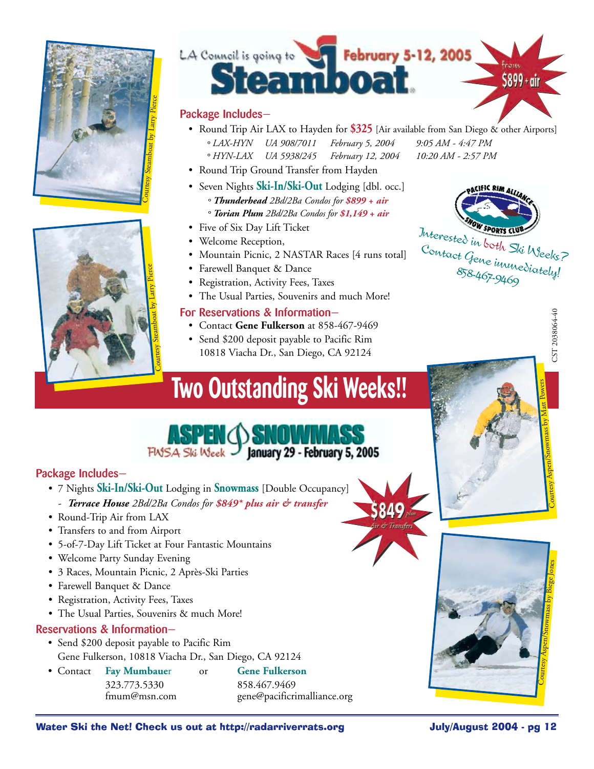LA Council is going to

# Steamboat

**February 5-12, 2005**

from **$899 + air**

### Package Includes–

- Round Trip Air LAX to Hayden for **$325** [Air available from San Diego & other Airports]
  - *LAX-HYN UA 908/7011 February 5, 2004 9:05 AM - 4:47 PM*
  - *HYN-LAX UA 5938/245 February 12, 2004 10:20 AM - 2:57 PM*
- Round Trip Ground Transfer from Hayden
- Seven Nights **Ski-In/Ski-Out** Lodging [dbl. occ.]
  - ***Thunderhead*** *2Bd/2Ba Condos for* ***$899 + air***
  - ***Torian Plum*** *2Bd/2Ba Condos for* ***$1,149 + air***
- Five of Six Day Lift Ticket
- Welcome Reception,
- Mountain Picnic, 2 NASTAR Races [4 runs total]
- Farewell Banquet & Dance
- Registration, Activity Fees, Taxes
- The Usual Parties, Souvenirs and much More!

### For Reservations & Information–

- Contact **Gene Fulkerson** at 858-467-9469
- Send $200 deposit payable to Pacific Rim 10818 Viacha Dr., San Diego, CA 92124

Pacific Rim Alliance Snow Sports Club

Interested in both Ski Weeks? Contact Gene immediately! 858-467-9469

CST 2038064-40

Courtesy Steamboat by Larry Pierce

Courtesy Steamboat by Larry Pierce

# Two Outstanding Ski Weeks!!

## ASPEN SNOWMASS

FWSA Ski Week **January 29 - February 5, 2005**

**$849** plus Air & Transfers

### Package Includes–

- 7 Nights **Ski-In/Ski-Out** Lodging in **Snowmass** [Double Occupancy]
  - ***Terrace House*** *2Bd/2Ba Condos for* ***$849\* plus air & transfer***
- Round-Trip Air from LAX
- Transfers to and from Airport
- 5-of-7-Day Lift Ticket at Four Fantastic Mountains
- Welcome Party Sunday Evening
- 3 Races, Mountain Picnic, 2 Après-Ski Parties
- Farewell Banquet & Dance
- Registration, Activity Fees, Taxes
- The Usual Parties, Souvenirs & much More!

### Reservations & Information–

- Send $200 deposit payable to Pacific Rim Gene Fulkerson, 10818 Viacha Dr., San Diego, CA 92124
- Contact **Fay Mumbauer** 323.773.5330 fmum@msn.com or **Gene Fulkerson** 858.467.9469 gene@pacificrimalliance.org

Courtesy Aspen/Snowmass by Matt Powers

Courtesy Aspen/Snowmass by Biege Jones

**Water Ski the Net! Check us out at http://radarriverrats.org**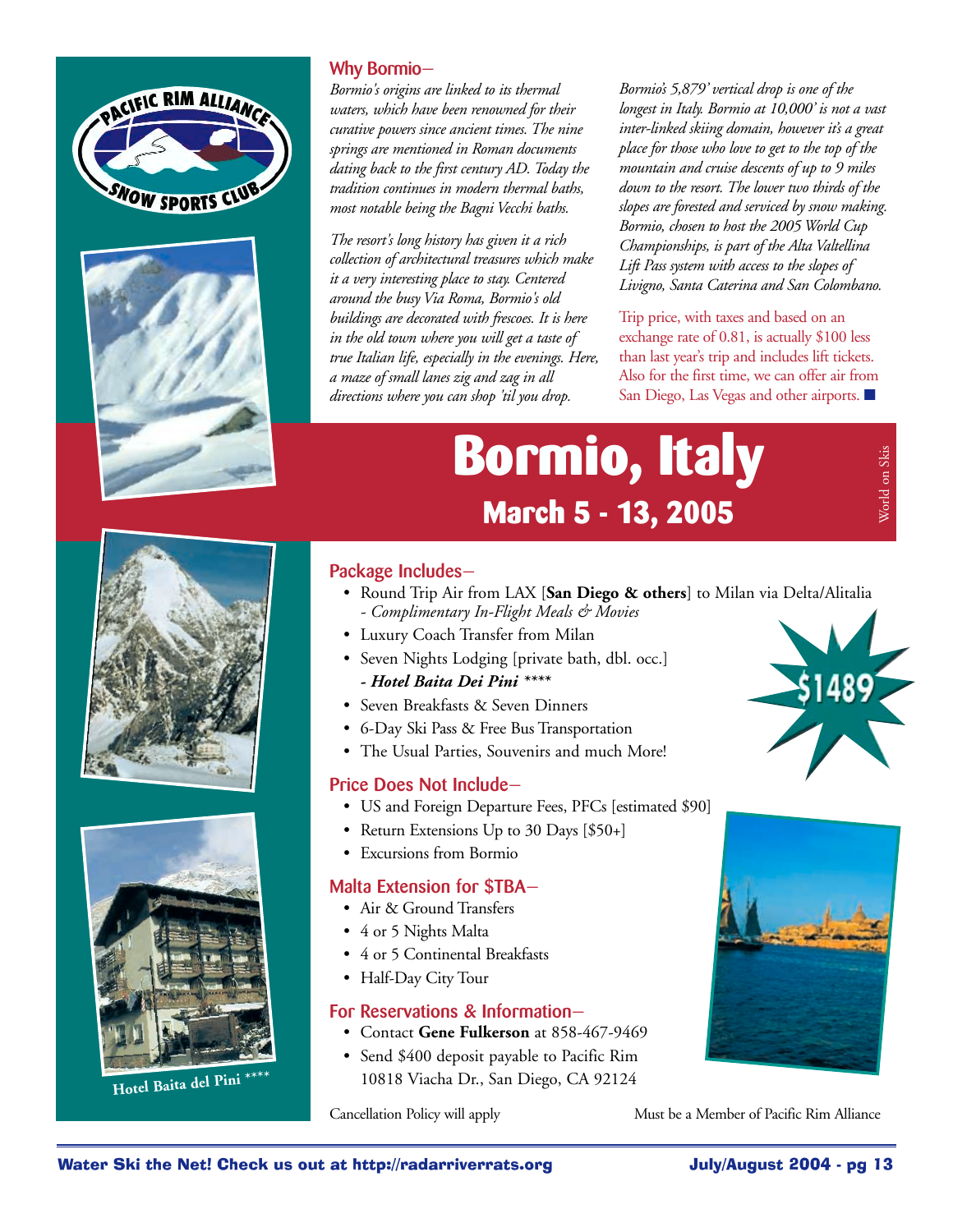PACIFIC RIM ALLIANCE SNOW SPORTS CLUB

## Why Bormio–

*Bormio's origins are linked to its thermal waters, which have been renowned for their curative powers since ancient times. The nine springs are mentioned in Roman documents dating back to the first century AD. Today the tradition continues in modern thermal baths, most notable being the Bagni Vecchi baths.*

*The resort's long history has given it a rich collection of architectural treasures which make it a very interesting place to stay. Centered around the busy Via Roma, Bormio's old buildings are decorated with frescoes. It is here in the old town where you will get a taste of true Italian life, especially in the evenings. Here, a maze of small lanes zig and zag in all directions where you can shop 'til you drop.*

*Bormio's 5,879' vertical drop is one of the longest in Italy. Bormio at 10,000' is not a vast inter-linked skiing domain, however it's a great place for those who love to get to the top of the mountain and cruise descents of up to 9 miles down to the resort. The lower two thirds of the slopes are forested and serviced by snow making. Bormio, chosen to host the 2005 World Cup Championships, is part of the Alta Valtellina Lift Pass system with access to the slopes of Livigno, Santa Caterina and San Colombano.*

Trip price, with taxes and based on an exchange rate of 0.81, is actually $100 less than last year's trip and includes lift tickets. Also for the first time, we can offer air from San Diego, Las Vegas and other airports. ■

# Bormio, Italy

## March 5 - 13, 2005

World on Skis

## Package Includes–

- Round Trip Air from LAX [**San Diego & others**] to Milan via Delta/Alitalia
  - *Complimentary In-Flight Meals & Movies*
- Luxury Coach Transfer from Milan
- Seven Nights Lodging [private bath, dbl. occ.]
  - ***Hotel Baita Dei Pini*** \*\*\*\*
- Seven Breakfasts & Seven Dinners
- 6-Day Ski Pass & Free Bus Transportation
- The Usual Parties, Souvenirs and much More!

**$1489**

## Price Does Not Include–

- US and Foreign Departure Fees, PFCs [estimated $90]
- Return Extensions Up to 30 Days [$50+]
- Excursions from Bormio

## Malta Extension for $TBA–

- Air & Ground Transfers
- 4 or 5 Nights Malta
- 4 or 5 Continental Breakfasts
- Half-Day City Tour

## For Reservations & Information–

- Contact **Gene Fulkerson** at 858-467-9469
- Send $400 deposit payable to Pacific Rim 10818 Viacha Dr., San Diego, CA 92124

Hotel Baita del Pini \*\*\*\*

Cancellation Policy will apply

Must be a Member of Pacific Rim Alliance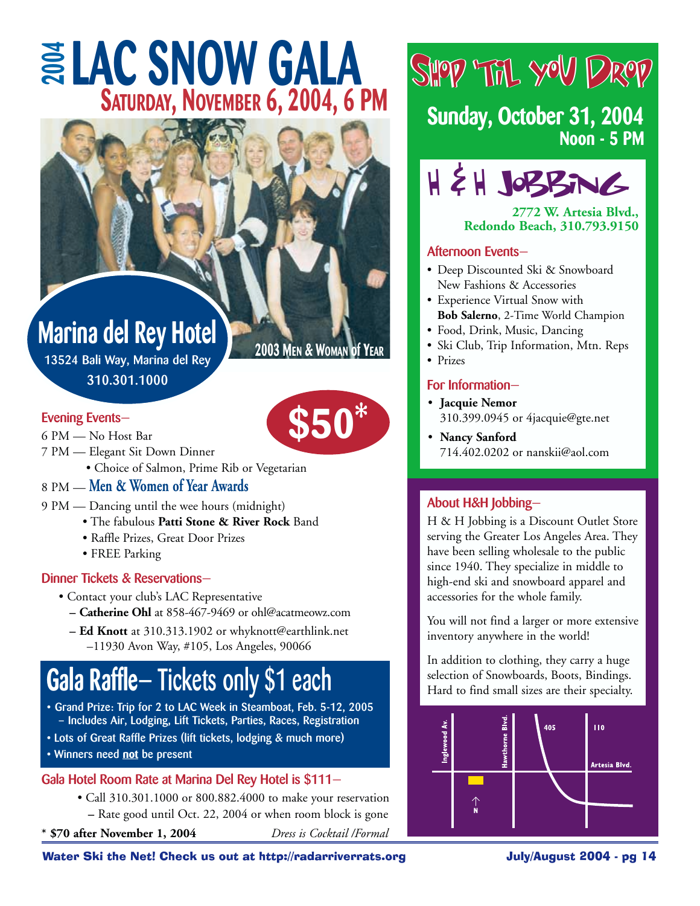# 2004 LAC SNOW GALA

## Saturday, November 6, 2004, 6 PM

2003 Men & Woman of Year

## Marina del Rey Hotel

13524 Bali Way, Marina del Rey
310.301.1000

**$50***

### Evening Events–

6 PM — No Host Bar

7 PM — Elegant Sit Down Dinner

- Choice of Salmon, Prime Rib or Vegetarian

8 PM — **Men & Women of Year Awards**

9 PM — Dancing until the wee hours (midnight)

- The fabulous **Patti Stone & River Rock** Band
- Raffle Prizes, Great Door Prizes
- FREE Parking

### Dinner Tickets & Reservations–

- Contact your club's LAC Representative
  - **Catherine Ohl** at 858-467-9469 or ohl@acatmeowz.com
  - **Ed Knott** at 310.313.1902 or whyknott@earthlink.net –11930 Avon Way, #105, Los Angeles, 90066

## Gala Raffle– Tickets only $1 each

- Grand Prize: Trip for 2 to LAC Week in Steamboat, Feb. 5-12, 2005 – Includes Air, Lodging, Lift Tickets, Parties, Races, Registration
- Lots of Great Raffle Prizes (lift tickets, lodging & much more)
- Winners need **not** be present

### Gala Hotel Room Rate at Marina Del Rey Hotel is $111–

- Call 310.301.1000 or 800.882.4000 to make your reservation
  - Rate good until Oct. 22, 2004 or when room block is gone

* **$70 after November 1, 2004** *Dress is Cocktail /Formal*

# Shop 'Til You Drop

## Sunday, October 31, 2004
## Noon - 5 PM

## H & H Jobbing

**2772 W. Artesia Blvd., Redondo Beach, 310.793.9150**

### Afternoon Events–

- Deep Discounted Ski & Snowboard New Fashions & Accessories
- Experience Virtual Snow with **Bob Salerno**, 2-Time World Champion
- Food, Drink, Music, Dancing
- Ski Club, Trip Information, Mtn. Reps
- Prizes

### For Information–

- **Jacquie Nemor** 310.399.0945 or 4jacquie@gte.net
- **Nancy Sanford** 714.402.0202 or nanskii@aol.com

### About H&H Jobbing–

H & H Jobbing is a Discount Outlet Store serving the Greater Los Angeles Area. They have been selling wholesale to the public since 1940. They specialize in middle to high-end ski and snowboard apparel and accessories for the whole family.

You will not find a larger or more extensive inventory anywhere in the world!

In addition to clothing, they carry a huge selection of Snowboards, Boots, Bindings. Hard to find small sizes are their specialty.

Inglewood Av. | Hawthorne Blvd. | 405 | 110 | Artesia Blvd. | N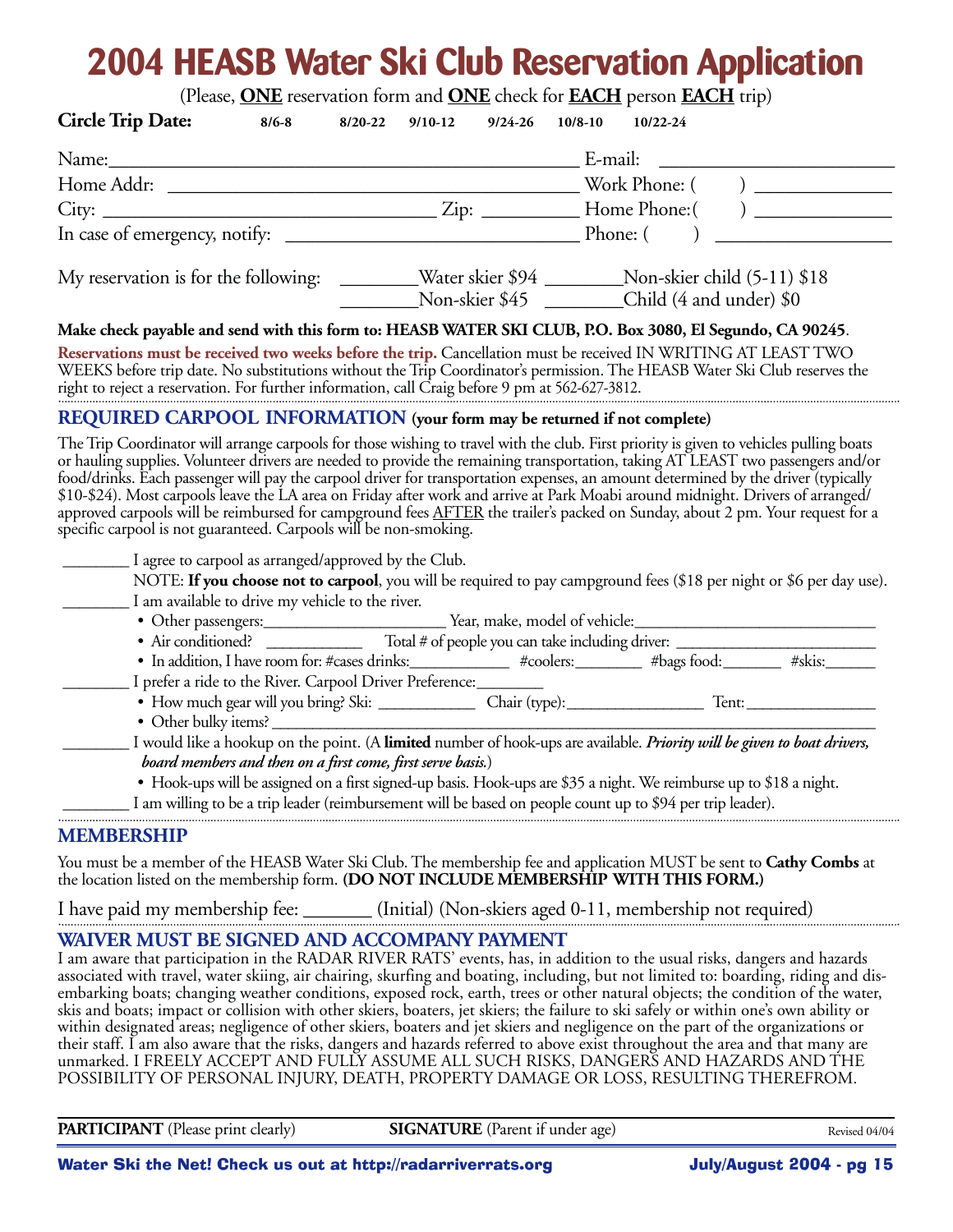# 2004 HEASB Water Ski Club Reservation Application

(Please, **ONE** reservation form and **ONE** check for **EACH** person **EACH** trip)

**Circle Trip Date:** **8/6-8** **8/20-22** **9/10-12** **9/24-26** **10/8-10** **10/22-24**

Name:_______________________________________________ E-mail: ______________________

Home Addr: __________________________________________ Work Phone: ( ) ____________

City: _______________________________ Zip: __________ Home Phone:( ) ____________

In case of emergency, notify: ______________________________ Phone: ( ) ________________

My reservation is for the following: ________Water skier $94 ________Non-skier child (5-11) $18
________Non-skier $45 ________Child (4 and under) $0

**Make check payable and send with this form to: HEASB WATER SKI CLUB, P.O. Box 3080, El Segundo, CA 90245**.

**Reservations must be received two weeks before the trip.** Cancellation must be received IN WRITING AT LEAST TWO WEEKS before trip date. No substitutions without the Trip Coordinator's permission. The HEASB Water Ski Club reserves the right to reject a reservation. For further information, call Craig before 9 pm at 562-627-3812.

## REQUIRED CARPOOL INFORMATION (your form may be returned if not complete)

The Trip Coordinator will arrange carpools for those wishing to travel with the club. First priority is given to vehicles pulling boats or hauling supplies. Volunteer drivers are needed to provide the remaining transportation, taking AT LEAST two passengers and/or food/drinks. Each passenger will pay the carpool driver for transportation expenses, an amount determined by the driver (typically $10-$24). Most carpools leave the LA area on Friday after work and arrive at Park Moabi around midnight. Drivers of arranged/approved carpools will be reimbursed for campground fees AFTER the trailer's packed on Sunday, about 2 pm. Your request for a specific carpool is not guaranteed. Carpools will be non-smoking.

________ I agree to carpool as arranged/approved by the Club.

NOTE: **If you choose not to carpool**, you will be required to pay campground fees ($18 per night or $6 per day use).

________ I am available to drive my vehicle to the river.

- Other passengers:______________________ Year, make, model of vehicle:______________________________
- Air conditioned? ____________ Total # of people you can take including driver: ________________________
- In addition, I have room for: #cases drinks:____________ #coolers:________ #bags food:_______ #skis:______

________ I prefer a ride to the River. Carpool Driver Preference:________

- How much gear will you bring? Ski: ____________ Chair (type):_________________ Tent:________________
- Other bulky items? ____________________________________________________________________________

________ I would like a hookup on the point. (A **limited** number of hook-ups are available. ***Priority will be given to boat drivers, board members and then on a first come, first serve basis.***)

- Hook-ups will be assigned on a first signed-up basis. Hook-ups are $35 a night. We reimburse up to $18 a night.

________ I am willing to be a trip leader (reimbursement will be based on people count up to $94 per trip leader).

## MEMBERSHIP

You must be a member of the HEASB Water Ski Club. The membership fee and application MUST be sent to **Cathy Combs** at the location listed on the membership form. **(DO NOT INCLUDE MEMBERSHIP WITH THIS FORM.)**

I have paid my membership fee: _______ (Initial) (Non-skiers aged 0-11, membership not required)

## WAIVER MUST BE SIGNED AND ACCOMPANY PAYMENT

I am aware that participation in the RADAR RIVER RATS' events, has, in addition to the usual risks, dangers and hazards associated with travel, water skiing, air chairing, skurfing and boating, including, but not limited to: boarding, riding and disembarking boats; changing weather conditions, exposed rock, earth, trees or other natural objects; the condition of the water, skis and boats; impact or collision with other skiers, boaters, jet skiers; the failure to ski safely or within one's own ability or within designated areas; negligence of other skiers, boaters and jet skiers and negligence on the part of the organizations or their staff. I am also aware that the risks, dangers and hazards referred to above exist throughout the area and that many are unmarked. I FREELY ACCEPT AND FULLY ASSUME ALL SUCH RISKS, DANGERS AND HAZARDS AND THE POSSIBILITY OF PERSONAL INJURY, DEATH, PROPERTY DAMAGE OR LOSS, RESULTING THEREFROM.

**PARTICIPANT** (Please print clearly) **SIGNATURE** (Parent if under age) Revised 04/04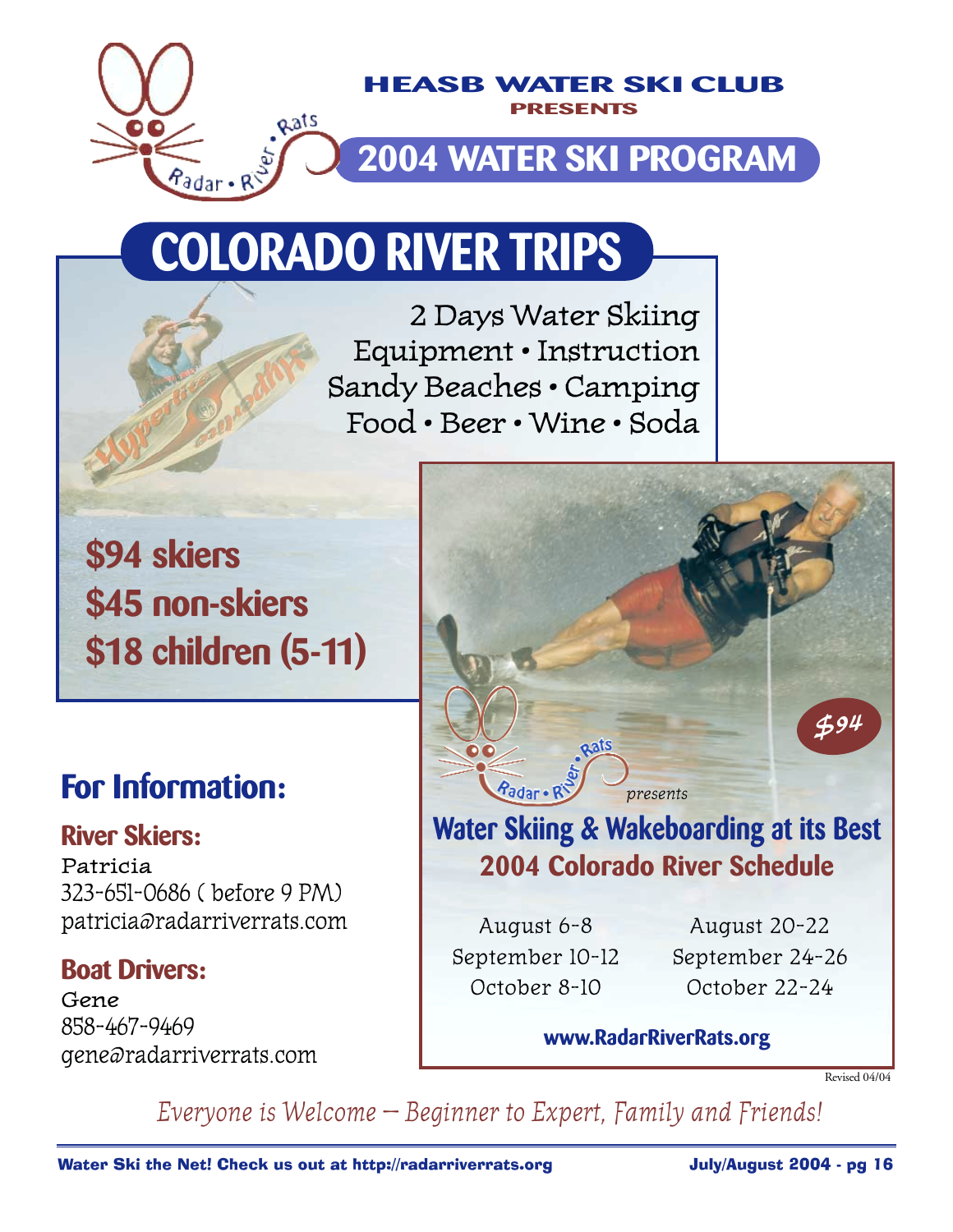HEASB WATER SKI CLUB
PRESENTS

# 2004 WATER SKI PROGRAM

## COLORADO RIVER TRIPS

2 Days Water Skiing
Equipment • Instruction
Sandy Beaches • Camping
Food • Beer • Wine • Soda

**$94 skiers**
**$45 non-skiers**
**$18 children (5-11)**

## For Information:

### River Skiers:

Patricia
323-651-0686 ( before 9 PM)
patricia@radarriverrats.com

### Boat Drivers:

Gene
858-467-9469
gene@radarriverrats.com

Radar • River • Rats *presents*

$94

### Water Skiing & Wakeboarding at its Best

### 2004 Colorado River Schedule

| | |
|---|---|
| August 6-8 | August 20-22 |
| September 10-12 | September 24-26 |
| October 8-10 | October 22-24 |

**www.RadarRiverRats.org**

Revised 04/04

*Everyone is Welcome — Beginner to Expert, Family and Friends!*

**Water Ski the Net! Check us out at http://radarriverrats.org**